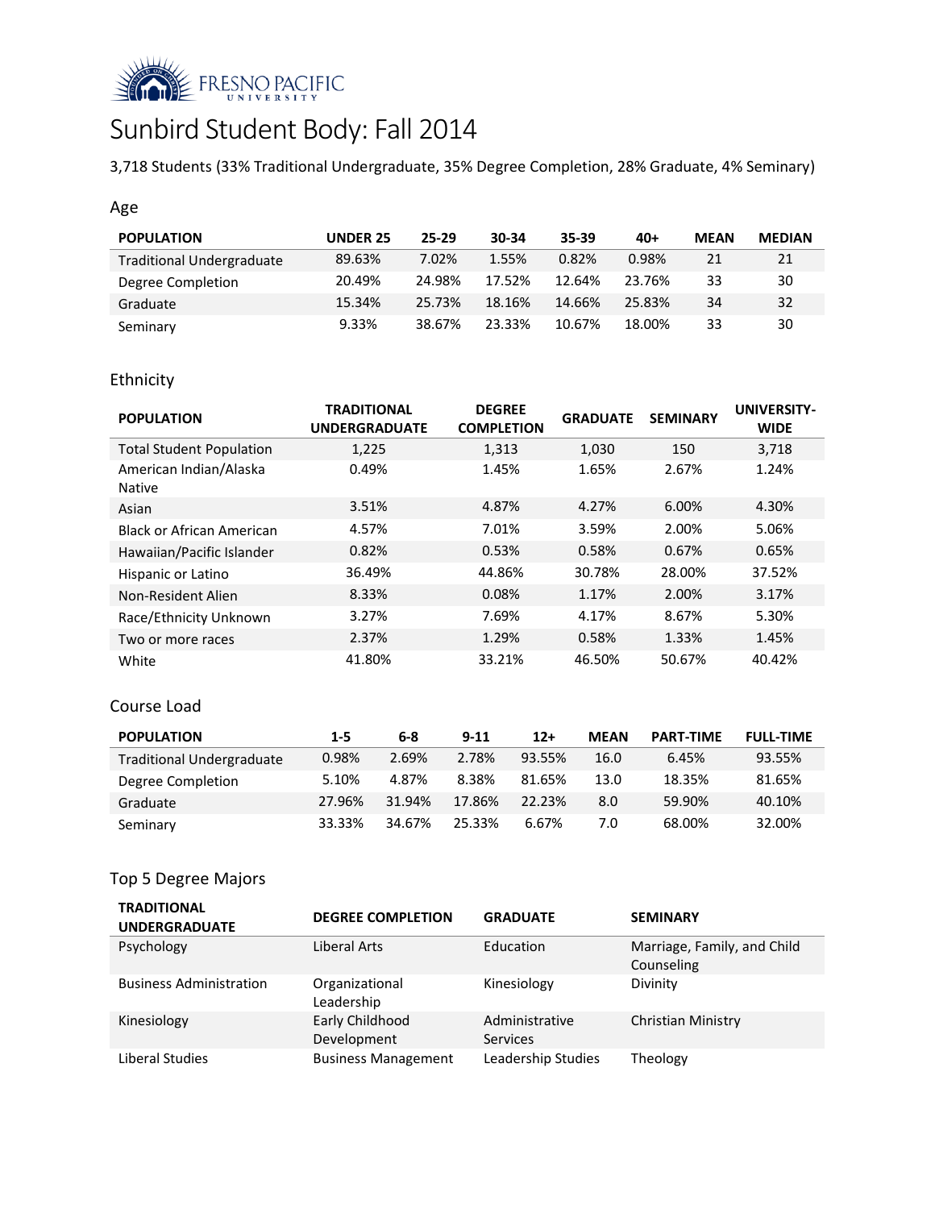# Sunbird Student Body: Fall 2014

3,718 Students (33% Traditional Undergraduate, 35% Degree Completion, 28% Graduate, 4% Seminary)

## Age

| POPULATION | UNDER 25 | 25-29 | 30-34 | 35-39 | 40+ | MEAN | MEDIAN |
|---|---|---|---|---|---|---|---|
| Traditional Undergraduate | 89.63% | 7.02% | 1.55% | 0.82% | 0.98% | 21 | 21 |
| Degree Completion | 20.49% | 24.98% | 17.52% | 12.64% | 23.76% | 33 | 30 |
| Graduate | 15.34% | 25.73% | 18.16% | 14.66% | 25.83% | 34 | 32 |
| Seminary | 9.33% | 38.67% | 23.33% | 10.67% | 18.00% | 33 | 30 |

## Ethnicity

| POPULATION | TRADITIONAL UNDERGRADUATE | DEGREE COMPLETION | GRADUATE | SEMINARY | UNIVERSITY-WIDE |
|---|---|---|---|---|---|
| Total Student Population | 1,225 | 1,313 | 1,030 | 150 | 3,718 |
| American Indian/Alaska Native | 0.49% | 1.45% | 1.65% | 2.67% | 1.24% |
| Asian | 3.51% | 4.87% | 4.27% | 6.00% | 4.30% |
| Black or African American | 4.57% | 7.01% | 3.59% | 2.00% | 5.06% |
| Hawaiian/Pacific Islander | 0.82% | 0.53% | 0.58% | 0.67% | 0.65% |
| Hispanic or Latino | 36.49% | 44.86% | 30.78% | 28.00% | 37.52% |
| Non-Resident Alien | 8.33% | 0.08% | 1.17% | 2.00% | 3.17% |
| Race/Ethnicity Unknown | 3.27% | 7.69% | 4.17% | 8.67% | 5.30% |
| Two or more races | 2.37% | 1.29% | 0.58% | 1.33% | 1.45% |
| White | 41.80% | 33.21% | 46.50% | 50.67% | 40.42% |

## Course Load

| POPULATION | 1-5 | 6-8 | 9-11 | 12+ | MEAN | PART-TIME | FULL-TIME |
|---|---|---|---|---|---|---|---|
| Traditional Undergraduate | 0.98% | 2.69% | 2.78% | 93.55% | 16.0 | 6.45% | 93.55% |
| Degree Completion | 5.10% | 4.87% | 8.38% | 81.65% | 13.0 | 18.35% | 81.65% |
| Graduate | 27.96% | 31.94% | 17.86% | 22.23% | 8.0 | 59.90% | 40.10% |
| Seminary | 33.33% | 34.67% | 25.33% | 6.67% | 7.0 | 68.00% | 32.00% |

## Top 5 Degree Majors

| TRADITIONAL UNDERGRADUATE | DEGREE COMPLETION | GRADUATE | SEMINARY |
|---|---|---|---|
| Psychology | Liberal Arts | Education | Marriage, Family, and Child Counseling |
| Business Administration | Organizational Leadership | Kinesiology | Divinity |
| Kinesiology | Early Childhood Development | Administrative Services | Christian Ministry |
| Liberal Studies | Business Management | Leadership Studies | Theology |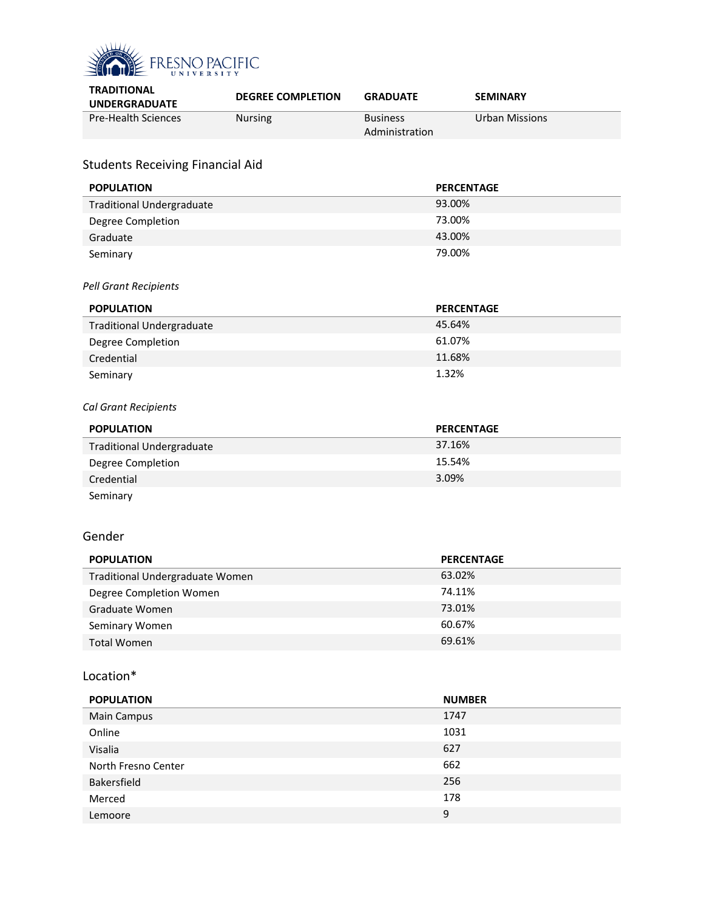| TRADITIONAL UNDERGRADUATE | DEGREE COMPLETION | GRADUATE | SEMINARY |
|---|---|---|---|
| Pre-Health Sciences | Nursing | Business Administration | Urban Missions |

## Students Receiving Financial Aid

| POPULATION | PERCENTAGE |
|---|---|
| Traditional Undergraduate | 93.00% |
| Degree Completion | 73.00% |
| Graduate | 43.00% |
| Seminary | 79.00% |

*Pell Grant Recipients*

| POPULATION | PERCENTAGE |
|---|---|
| Traditional Undergraduate | 45.64% |
| Degree Completion | 61.07% |
| Credential | 11.68% |
| Seminary | 1.32% |

*Cal Grant Recipients*

| POPULATION | PERCENTAGE |
|---|---|
| Traditional Undergraduate | 37.16% |
| Degree Completion | 15.54% |
| Credential | 3.09% |
| Seminary | |

## Gender

| POPULATION | PERCENTAGE |
|---|---|
| Traditional Undergraduate Women | 63.02% |
| Degree Completion Women | 74.11% |
| Graduate Women | 73.01% |
| Seminary Women | 60.67% |
| Total Women | 69.61% |

## Location*

| POPULATION | NUMBER |
|---|---|
| Main Campus | 1747 |
| Online | 1031 |
| Visalia | 627 |
| North Fresno Center | 662 |
| Bakersfield | 256 |
| Merced | 178 |
| Lemoore | 9 |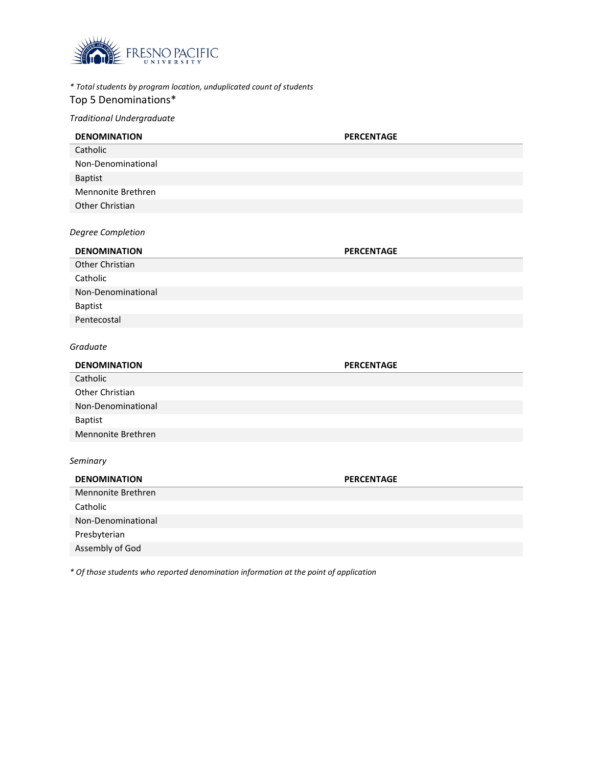*\* Total students by program location, unduplicated count of students*

## Top 5 Denominations*

*Traditional Undergraduate*

| DENOMINATION | PERCENTAGE |
|---|---|
| Catholic | |
| Non-Denominational | |
| Baptist | |
| Mennonite Brethren | |
| Other Christian | |

*Degree Completion*

| DENOMINATION | PERCENTAGE |
|---|---|
| Other Christian | |
| Catholic | |
| Non-Denominational | |
| Baptist | |
| Pentecostal | |

*Graduate*

| DENOMINATION | PERCENTAGE |
|---|---|
| Catholic | |
| Other Christian | |
| Non-Denominational | |
| Baptist | |
| Mennonite Brethren | |

*Seminary*

| DENOMINATION | PERCENTAGE |
|---|---|
| Mennonite Brethren | |
| Catholic | |
| Non-Denominational | |
| Presbyterian | |
| Assembly of God | |

*\* Of those students who reported denomination information at the point of application*